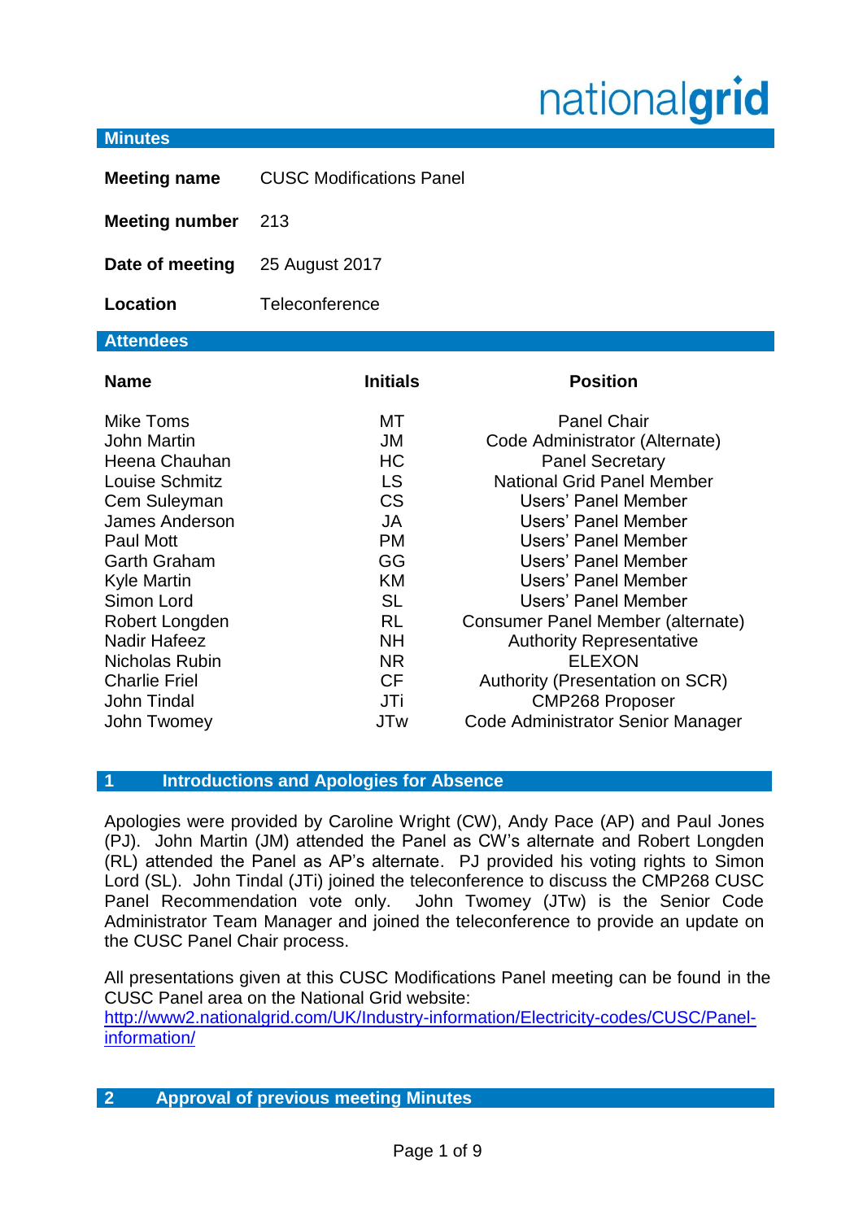nationalgrid

## Minutes

| | |
|---|---|
| **Meeting name** | CUSC Modifications Panel |
| **Meeting number** | 213 |
| **Date of meeting** | 25 August 2017 |
| **Location** | Teleconference |

## Attendees

| Name | Initials | Position |
|---|---|---|
| Mike Toms | MT | Panel Chair |
| John Martin | JM | Code Administrator (Alternate) |
| Heena Chauhan | HC | Panel Secretary |
| Louise Schmitz | LS | National Grid Panel Member |
| Cem Suleyman | CS | Users' Panel Member |
| James Anderson | JA | Users' Panel Member |
| Paul Mott | PM | Users' Panel Member |
| Garth Graham | GG | Users' Panel Member |
| Kyle Martin | KM | Users' Panel Member |
| Simon Lord | SL | Users' Panel Member |
| Robert Longden | RL | Consumer Panel Member (alternate) |
| Nadir Hafeez | NH | Authority Representative |
| Nicholas Rubin | NR | ELEXON |
| Charlie Friel | CF | Authority (Presentation on SCR) |
| John Tindal | JTi | CMP268 Proposer |
| John Twomey | JTw | Code Administrator Senior Manager |

## 1 Introductions and Apologies for Absence

Apologies were provided by Caroline Wright (CW), Andy Pace (AP) and Paul Jones (PJ). John Martin (JM) attended the Panel as CW's alternate and Robert Longden (RL) attended the Panel as AP's alternate. PJ provided his voting rights to Simon Lord (SL). John Tindal (JTi) joined the teleconference to discuss the CMP268 CUSC Panel Recommendation vote only. John Twomey (JTw) is the Senior Code Administrator Team Manager and joined the teleconference to provide an update on the CUSC Panel Chair process.

All presentations given at this CUSC Modifications Panel meeting can be found in the CUSC Panel area on the National Grid website: http://www2.nationalgrid.com/UK/Industry-information/Electricity-codes/CUSC/Panel-information/

## 2 Approval of previous meeting Minutes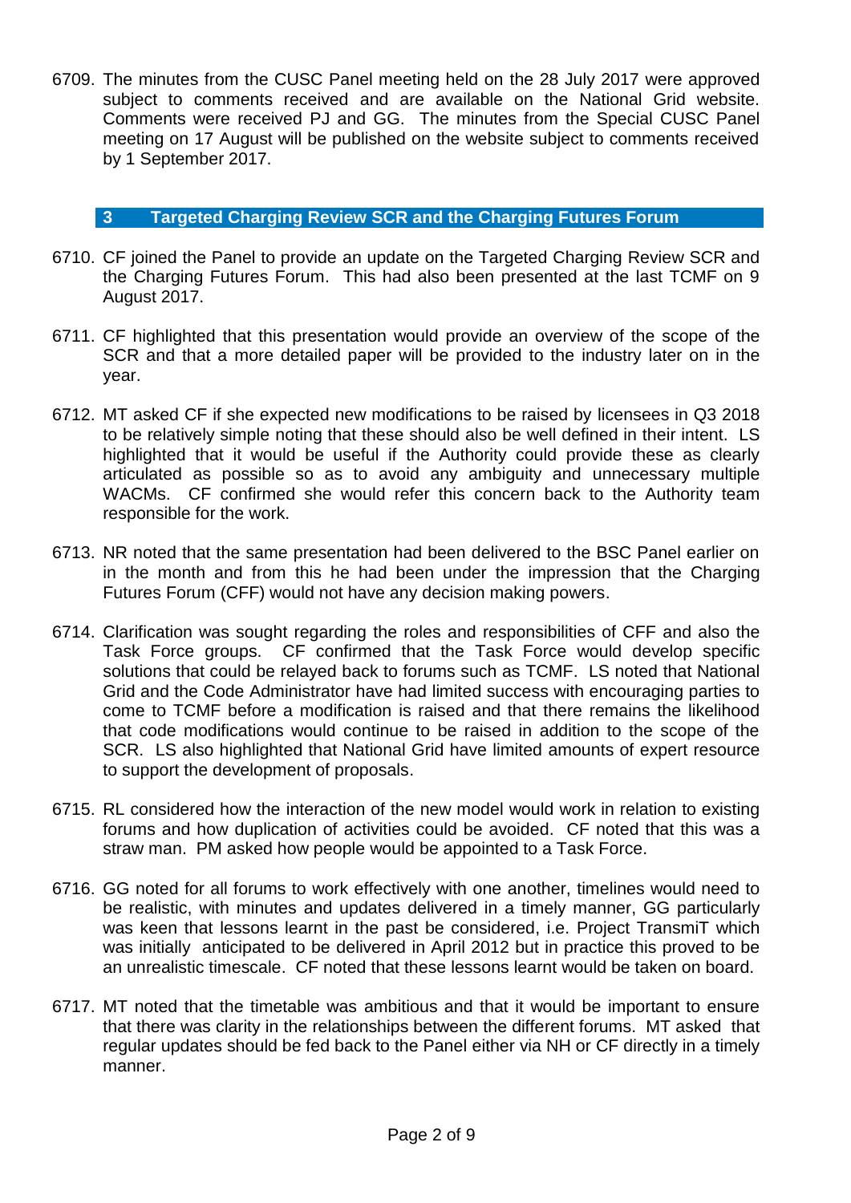6709. The minutes from the CUSC Panel meeting held on the 28 July 2017 were approved subject to comments received and are available on the National Grid website. Comments were received PJ and GG. The minutes from the Special CUSC Panel meeting on 17 August will be published on the website subject to comments received by 1 September 2017.

## 3 Targeted Charging Review SCR and the Charging Futures Forum

6710. CF joined the Panel to provide an update on the Targeted Charging Review SCR and the Charging Futures Forum. This had also been presented at the last TCMF on 9 August 2017.

6711. CF highlighted that this presentation would provide an overview of the scope of the SCR and that a more detailed paper will be provided to the industry later on in the year.

6712. MT asked CF if she expected new modifications to be raised by licensees in Q3 2018 to be relatively simple noting that these should also be well defined in their intent. LS highlighted that it would be useful if the Authority could provide these as clearly articulated as possible so as to avoid any ambiguity and unnecessary multiple WACMs. CF confirmed she would refer this concern back to the Authority team responsible for the work.

6713. NR noted that the same presentation had been delivered to the BSC Panel earlier on in the month and from this he had been under the impression that the Charging Futures Forum (CFF) would not have any decision making powers.

6714. Clarification was sought regarding the roles and responsibilities of CFF and also the Task Force groups. CF confirmed that the Task Force would develop specific solutions that could be relayed back to forums such as TCMF. LS noted that National Grid and the Code Administrator have had limited success with encouraging parties to come to TCMF before a modification is raised and that there remains the likelihood that code modifications would continue to be raised in addition to the scope of the SCR. LS also highlighted that National Grid have limited amounts of expert resource to support the development of proposals.

6715. RL considered how the interaction of the new model would work in relation to existing forums and how duplication of activities could be avoided. CF noted that this was a straw man. PM asked how people would be appointed to a Task Force.

6716. GG noted for all forums to work effectively with one another, timelines would need to be realistic, with minutes and updates delivered in a timely manner, GG particularly was keen that lessons learnt in the past be considered, i.e. Project TransmiT which was initially anticipated to be delivered in April 2012 but in practice this proved to be an unrealistic timescale. CF noted that these lessons learnt would be taken on board.

6717. MT noted that the timetable was ambitious and that it would be important to ensure that there was clarity in the relationships between the different forums. MT asked that regular updates should be fed back to the Panel either via NH or CF directly in a timely manner.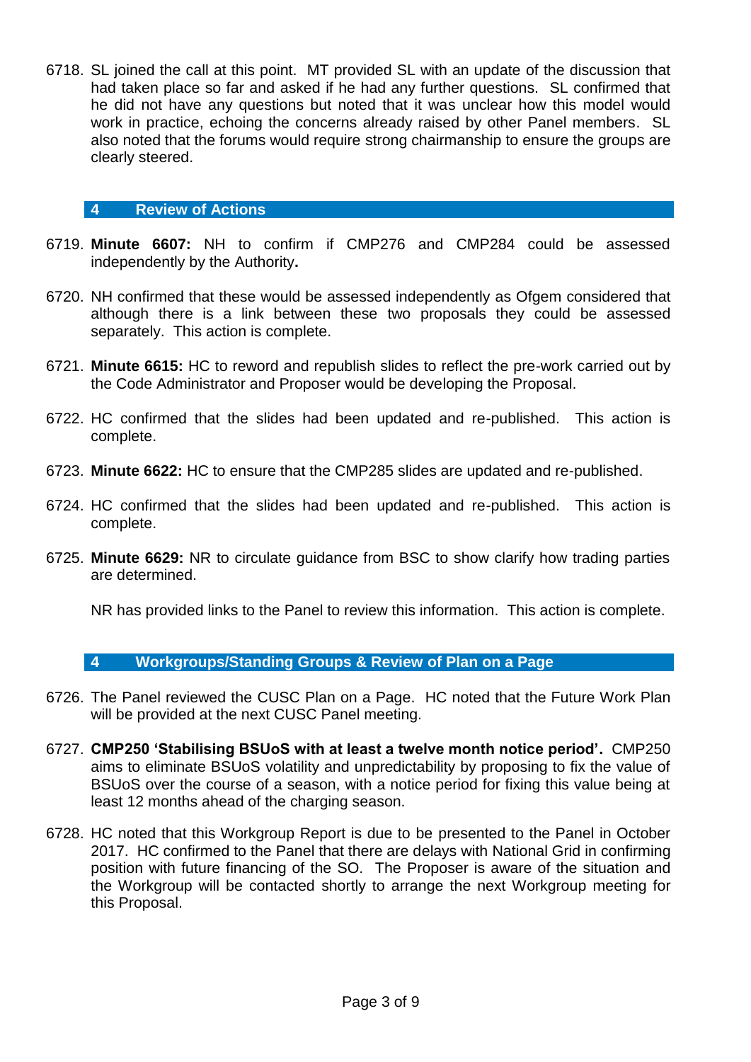6718. SL joined the call at this point. MT provided SL with an update of the discussion that had taken place so far and asked if he had any further questions. SL confirmed that he did not have any questions but noted that it was unclear how this model would work in practice, echoing the concerns already raised by other Panel members. SL also noted that the forums would require strong chairmanship to ensure the groups are clearly steered.

## 4 Review of Actions

6719. **Minute 6607:** NH to confirm if CMP276 and CMP284 could be assessed independently by the Authority**.**

6720. NH confirmed that these would be assessed independently as Ofgem considered that although there is a link between these two proposals they could be assessed separately. This action is complete.

6721. **Minute 6615:** HC to reword and republish slides to reflect the pre-work carried out by the Code Administrator and Proposer would be developing the Proposal.

6722. HC confirmed that the slides had been updated and re-published. This action is complete.

6723. **Minute 6622:** HC to ensure that the CMP285 slides are updated and re-published.

6724. HC confirmed that the slides had been updated and re-published. This action is complete.

6725. **Minute 6629:** NR to circulate guidance from BSC to show clarify how trading parties are determined.

    NR has provided links to the Panel to review this information. This action is complete.

## 4 Workgroups/Standing Groups & Review of Plan on a Page

6726. The Panel reviewed the CUSC Plan on a Page. HC noted that the Future Work Plan will be provided at the next CUSC Panel meeting.

6727. **CMP250 'Stabilising BSUoS with at least a twelve month notice period'.** CMP250 aims to eliminate BSUoS volatility and unpredictability by proposing to fix the value of BSUoS over the course of a season, with a notice period for fixing this value being at least 12 months ahead of the charging season.

6728. HC noted that this Workgroup Report is due to be presented to the Panel in October 2017. HC confirmed to the Panel that there are delays with National Grid in confirming position with future financing of the SO. The Proposer is aware of the situation and the Workgroup will be contacted shortly to arrange the next Workgroup meeting for this Proposal.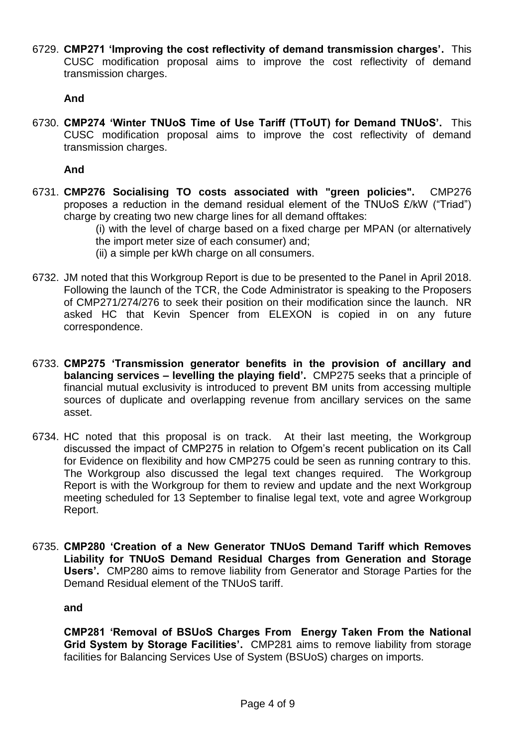6729. **CMP271 'Improving the cost reflectivity of demand transmission charges'.** This CUSC modification proposal aims to improve the cost reflectivity of demand transmission charges.

**And**

6730. **CMP274 'Winter TNUoS Time of Use Tariff (TToUT) for Demand TNUoS'.** This CUSC modification proposal aims to improve the cost reflectivity of demand transmission charges.

**And**

6731. **CMP276 Socialising TO costs associated with "green policies".** CMP276 proposes a reduction in the demand residual element of the TNUoS £/kW ("Triad") charge by creating two new charge lines for all demand offtakes:
    (i) with the level of charge based on a fixed charge per MPAN (or alternatively the import meter size of each consumer) and;
    (ii) a simple per kWh charge on all consumers.

6732. JM noted that this Workgroup Report is due to be presented to the Panel in April 2018. Following the launch of the TCR, the Code Administrator is speaking to the Proposers of CMP271/274/276 to seek their position on their modification since the launch. NR asked HC that Kevin Spencer from ELEXON is copied in on any future correspondence.

6733. **CMP275 'Transmission generator benefits in the provision of ancillary and balancing services – levelling the playing field'.** CMP275 seeks that a principle of financial mutual exclusivity is introduced to prevent BM units from accessing multiple sources of duplicate and overlapping revenue from ancillary services on the same asset.

6734. HC noted that this proposal is on track. At their last meeting, the Workgroup discussed the impact of CMP275 in relation to Ofgem's recent publication on its Call for Evidence on flexibility and how CMP275 could be seen as running contrary to this. The Workgroup also discussed the legal text changes required. The Workgroup Report is with the Workgroup for them to review and update and the next Workgroup meeting scheduled for 13 September to finalise legal text, vote and agree Workgroup Report.

6735. **CMP280 'Creation of a New Generator TNUoS Demand Tariff which Removes Liability for TNUoS Demand Residual Charges from Generation and Storage Users'.** CMP280 aims to remove liability from Generator and Storage Parties for the Demand Residual element of the TNUoS tariff.

**and**

**CMP281 'Removal of BSUoS Charges From Energy Taken From the National Grid System by Storage Facilities'.** CMP281 aims to remove liability from storage facilities for Balancing Services Use of System (BSUoS) charges on imports.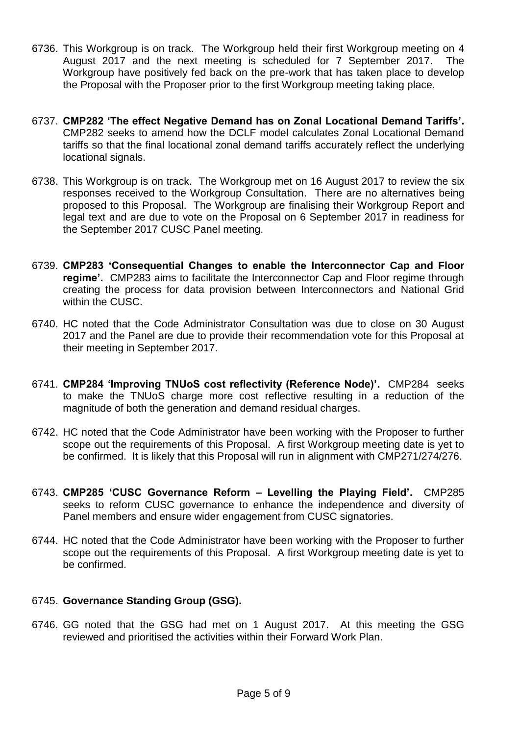6736. This Workgroup is on track. The Workgroup held their first Workgroup meeting on 4 August 2017 and the next meeting is scheduled for 7 September 2017. The Workgroup have positively fed back on the pre-work that has taken place to develop the Proposal with the Proposer prior to the first Workgroup meeting taking place.

6737. **CMP282 'The effect Negative Demand has on Zonal Locational Demand Tariffs'.** CMP282 seeks to amend how the DCLF model calculates Zonal Locational Demand tariffs so that the final locational zonal demand tariffs accurately reflect the underlying locational signals.

6738. This Workgroup is on track. The Workgroup met on 16 August 2017 to review the six responses received to the Workgroup Consultation. There are no alternatives being proposed to this Proposal. The Workgroup are finalising their Workgroup Report and legal text and are due to vote on the Proposal on 6 September 2017 in readiness for the September 2017 CUSC Panel meeting.

6739. **CMP283 'Consequential Changes to enable the Interconnector Cap and Floor regime'.** CMP283 aims to facilitate the Interconnector Cap and Floor regime through creating the process for data provision between Interconnectors and National Grid within the CUSC.

6740. HC noted that the Code Administrator Consultation was due to close on 30 August 2017 and the Panel are due to provide their recommendation vote for this Proposal at their meeting in September 2017.

6741. **CMP284 'Improving TNUoS cost reflectivity (Reference Node)'.** CMP284 seeks to make the TNUoS charge more cost reflective resulting in a reduction of the magnitude of both the generation and demand residual charges.

6742. HC noted that the Code Administrator have been working with the Proposer to further scope out the requirements of this Proposal. A first Workgroup meeting date is yet to be confirmed. It is likely that this Proposal will run in alignment with CMP271/274/276.

6743. **CMP285 'CUSC Governance Reform – Levelling the Playing Field'.** CMP285 seeks to reform CUSC governance to enhance the independence and diversity of Panel members and ensure wider engagement from CUSC signatories.

6744. HC noted that the Code Administrator have been working with the Proposer to further scope out the requirements of this Proposal. A first Workgroup meeting date is yet to be confirmed.

6745. **Governance Standing Group (GSG).**

6746. GG noted that the GSG had met on 1 August 2017. At this meeting the GSG reviewed and prioritised the activities within their Forward Work Plan.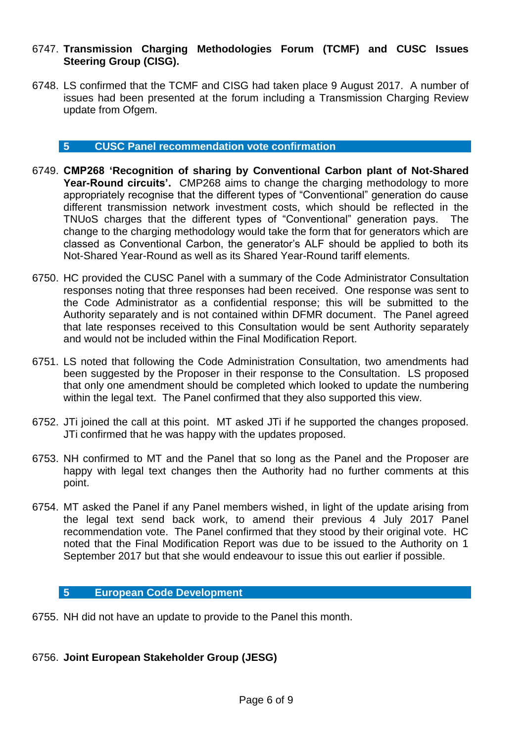6747. **Transmission Charging Methodologies Forum (TCMF) and CUSC Issues Steering Group (CISG).**

6748. LS confirmed that the TCMF and CISG had taken place 9 August 2017. A number of issues had been presented at the forum including a Transmission Charging Review update from Ofgem.

## 5 CUSC Panel recommendation vote confirmation

6749. **CMP268 'Recognition of sharing by Conventional Carbon plant of Not-Shared Year-Round circuits'.** CMP268 aims to change the charging methodology to more appropriately recognise that the different types of "Conventional" generation do cause different transmission network investment costs, which should be reflected in the TNUoS charges that the different types of "Conventional" generation pays. The change to the charging methodology would take the form that for generators which are classed as Conventional Carbon, the generator's ALF should be applied to both its Not-Shared Year-Round as well as its Shared Year-Round tariff elements.

6750. HC provided the CUSC Panel with a summary of the Code Administrator Consultation responses noting that three responses had been received. One response was sent to the Code Administrator as a confidential response; this will be submitted to the Authority separately and is not contained within DFMR document. The Panel agreed that late responses received to this Consultation would be sent Authority separately and would not be included within the Final Modification Report.

6751. LS noted that following the Code Administration Consultation, two amendments had been suggested by the Proposer in their response to the Consultation. LS proposed that only one amendment should be completed which looked to update the numbering within the legal text. The Panel confirmed that they also supported this view.

6752. JTi joined the call at this point. MT asked JTi if he supported the changes proposed. JTi confirmed that he was happy with the updates proposed.

6753. NH confirmed to MT and the Panel that so long as the Panel and the Proposer are happy with legal text changes then the Authority had no further comments at this point.

6754. MT asked the Panel if any Panel members wished, in light of the update arising from the legal text send back work, to amend their previous 4 July 2017 Panel recommendation vote. The Panel confirmed that they stood by their original vote. HC noted that the Final Modification Report was due to be issued to the Authority on 1 September 2017 but that she would endeavour to issue this out earlier if possible.

## 5 European Code Development

6755. NH did not have an update to provide to the Panel this month.

6756. **Joint European Stakeholder Group (JESG)**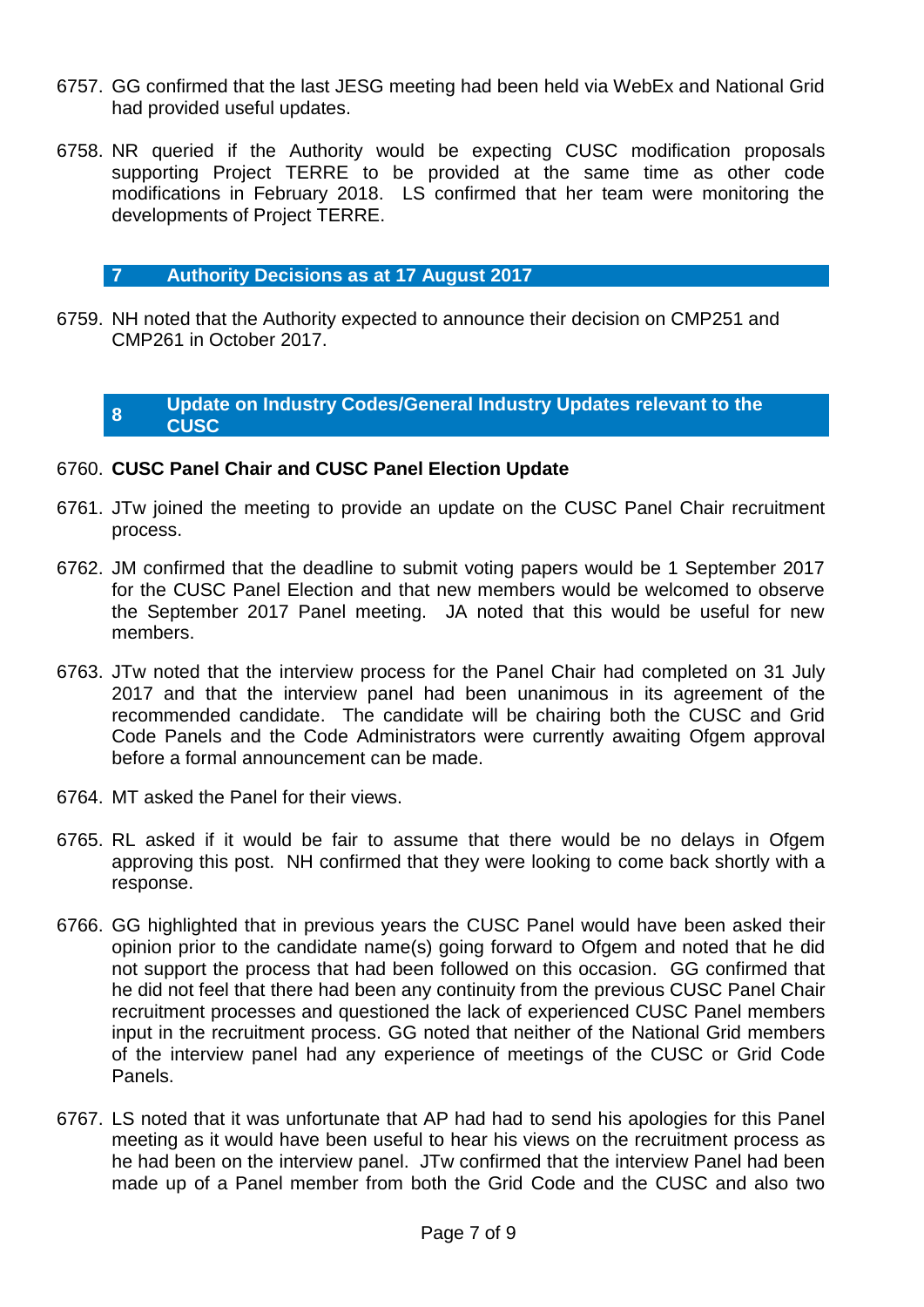6757. GG confirmed that the last JESG meeting had been held via WebEx and National Grid had provided useful updates.

6758. NR queried if the Authority would be expecting CUSC modification proposals supporting Project TERRE to be provided at the same time as other code modifications in February 2018. LS confirmed that her team were monitoring the developments of Project TERRE.

## 7 Authority Decisions as at 17 August 2017

6759. NH noted that the Authority expected to announce their decision on CMP251 and CMP261 in October 2017.

## 8 Update on Industry Codes/General Industry Updates relevant to the CUSC

6760. **CUSC Panel Chair and CUSC Panel Election Update**

6761. JTw joined the meeting to provide an update on the CUSC Panel Chair recruitment process.

6762. JM confirmed that the deadline to submit voting papers would be 1 September 2017 for the CUSC Panel Election and that new members would be welcomed to observe the September 2017 Panel meeting. JA noted that this would be useful for new members.

6763. JTw noted that the interview process for the Panel Chair had completed on 31 July 2017 and that the interview panel had been unanimous in its agreement of the recommended candidate. The candidate will be chairing both the CUSC and Grid Code Panels and the Code Administrators were currently awaiting Ofgem approval before a formal announcement can be made.

6764. MT asked the Panel for their views.

6765. RL asked if it would be fair to assume that there would be no delays in Ofgem approving this post. NH confirmed that they were looking to come back shortly with a response.

6766. GG highlighted that in previous years the CUSC Panel would have been asked their opinion prior to the candidate name(s) going forward to Ofgem and noted that he did not support the process that had been followed on this occasion. GG confirmed that he did not feel that there had been any continuity from the previous CUSC Panel Chair recruitment processes and questioned the lack of experienced CUSC Panel members input in the recruitment process. GG noted that neither of the National Grid members of the interview panel had any experience of meetings of the CUSC or Grid Code Panels.

6767. LS noted that it was unfortunate that AP had had to send his apologies for this Panel meeting as it would have been useful to hear his views on the recruitment process as he had been on the interview panel. JTw confirmed that the interview Panel had been made up of a Panel member from both the Grid Code and the CUSC and also two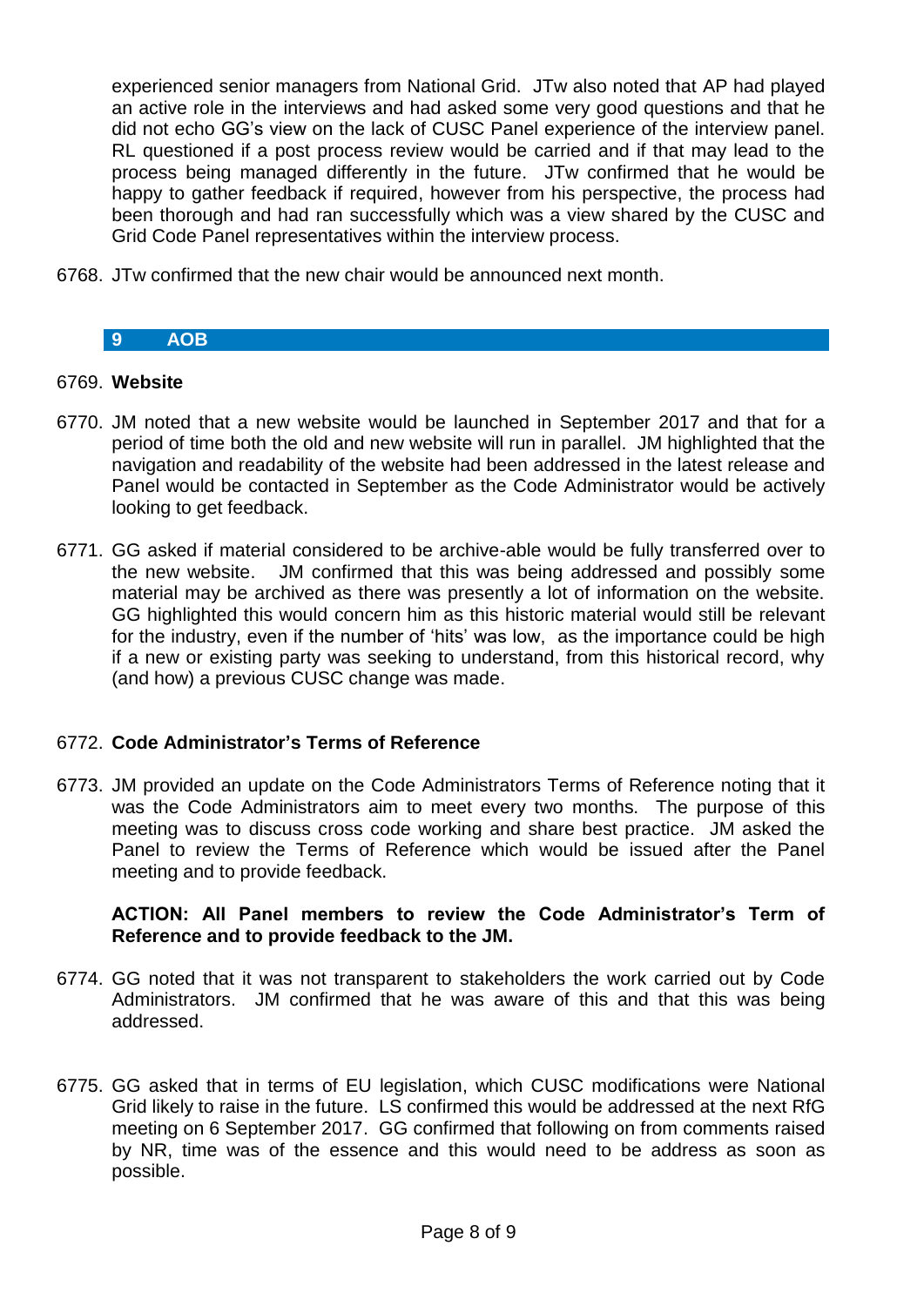experienced senior managers from National Grid. JTw also noted that AP had played an active role in the interviews and had asked some very good questions and that he did not echo GG's view on the lack of CUSC Panel experience of the interview panel. RL questioned if a post process review would be carried and if that may lead to the process being managed differently in the future. JTw confirmed that he would be happy to gather feedback if required, however from his perspective, the process had been thorough and had ran successfully which was a view shared by the CUSC and Grid Code Panel representatives within the interview process.

6768. JTw confirmed that the new chair would be announced next month.

## 9 AOB

6769. **Website**

6770. JM noted that a new website would be launched in September 2017 and that for a period of time both the old and new website will run in parallel. JM highlighted that the navigation and readability of the website had been addressed in the latest release and Panel would be contacted in September as the Code Administrator would be actively looking to get feedback.

6771. GG asked if material considered to be archive-able would be fully transferred over to the new website. JM confirmed that this was being addressed and possibly some material may be archived as there was presently a lot of information on the website. GG highlighted this would concern him as this historic material would still be relevant for the industry, even if the number of 'hits' was low, as the importance could be high if a new or existing party was seeking to understand, from this historical record, why (and how) a previous CUSC change was made.

6772. **Code Administrator's Terms of Reference**

6773. JM provided an update on the Code Administrators Terms of Reference noting that it was the Code Administrators aim to meet every two months. The purpose of this meeting was to discuss cross code working and share best practice. JM asked the Panel to review the Terms of Reference which would be issued after the Panel meeting and to provide feedback.

**ACTION: All Panel members to review the Code Administrator's Term of Reference and to provide feedback to the JM.**

6774. GG noted that it was not transparent to stakeholders the work carried out by Code Administrators. JM confirmed that he was aware of this and that this was being addressed.

6775. GG asked that in terms of EU legislation, which CUSC modifications were National Grid likely to raise in the future. LS confirmed this would be addressed at the next RfG meeting on 6 September 2017. GG confirmed that following on from comments raised by NR, time was of the essence and this would need to be address as soon as possible.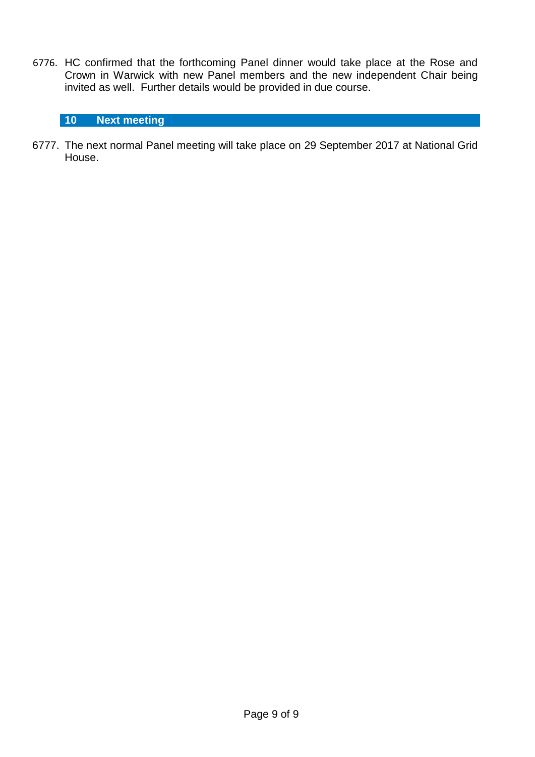6776. HC confirmed that the forthcoming Panel dinner would take place at the Rose and Crown in Warwick with new Panel members and the new independent Chair being invited as well. Further details would be provided in due course.

## 10 Next meeting

6777. The next normal Panel meeting will take place on 29 September 2017 at National Grid House.